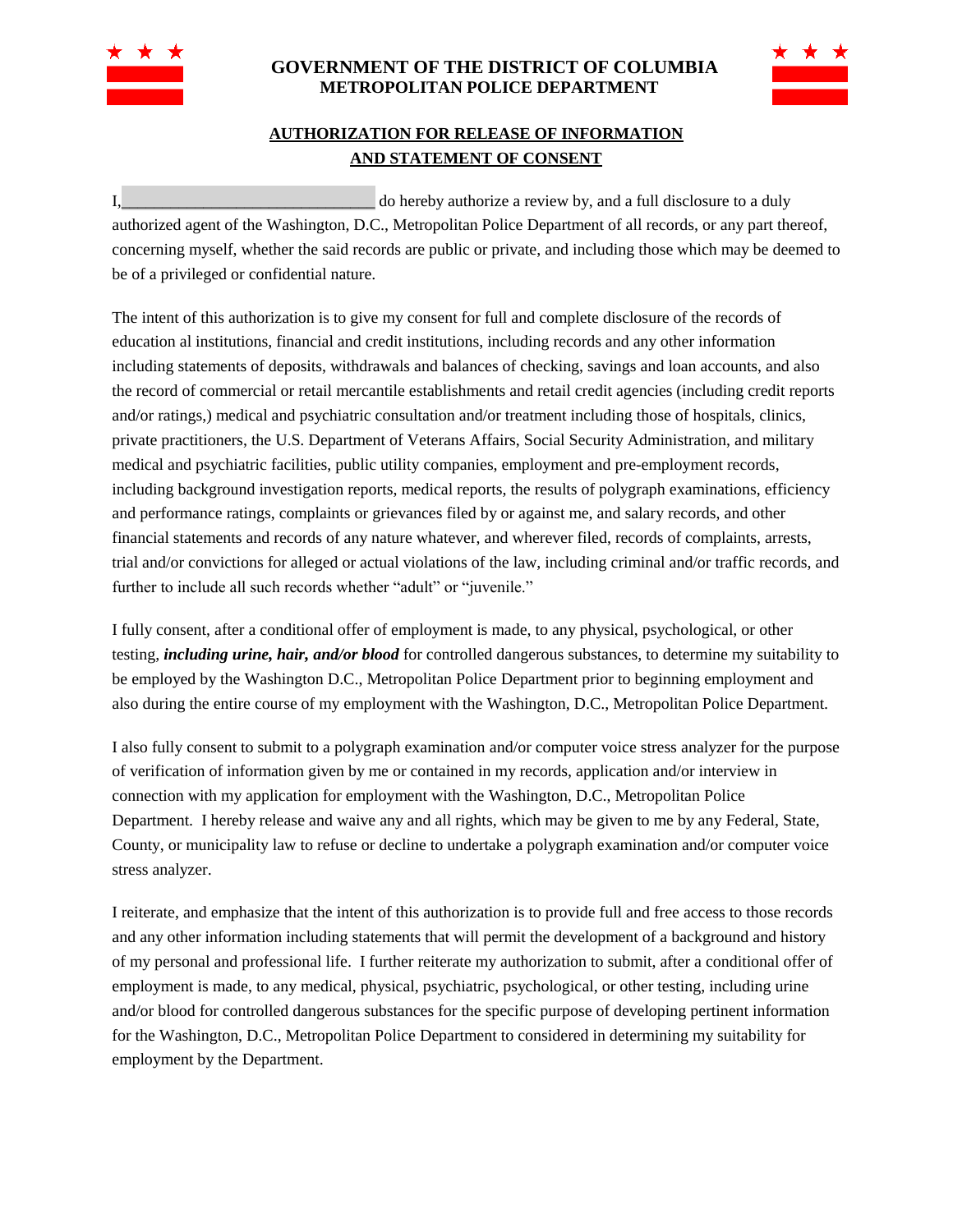# GOVERNMENT OF THE DISTRICT OF COLUMBIA
## METROPOLITAN POLICE DEPARTMENT

### AUTHORIZATION FOR RELEASE OF INFORMATION AND STATEMENT OF CONSENT

I,______________________________ do hereby authorize a review by, and a full disclosure to a duly authorized agent of the Washington, D.C., Metropolitan Police Department of all records, or any part thereof, concerning myself, whether the said records are public or private, and including those which may be deemed to be of a privileged or confidential nature.

The intent of this authorization is to give my consent for full and complete disclosure of the records of education al institutions, financial and credit institutions, including records and any other information including statements of deposits, withdrawals and balances of checking, savings and loan accounts, and also the record of commercial or retail mercantile establishments and retail credit agencies (including credit reports and/or ratings,) medical and psychiatric consultation and/or treatment including those of hospitals, clinics, private practitioners, the U.S. Department of Veterans Affairs, Social Security Administration, and military medical and psychiatric facilities, public utility companies, employment and pre-employment records, including background investigation reports, medical reports, the results of polygraph examinations, efficiency and performance ratings, complaints or grievances filed by or against me, and salary records, and other financial statements and records of any nature whatever, and wherever filed, records of complaints, arrests, trial and/or convictions for alleged or actual violations of the law, including criminal and/or traffic records, and further to include all such records whether "adult" or "juvenile."

I fully consent, after a conditional offer of employment is made, to any physical, psychological, or other testing, ***including urine, hair, and/or blood*** for controlled dangerous substances, to determine my suitability to be employed by the Washington D.C., Metropolitan Police Department prior to beginning employment and also during the entire course of my employment with the Washington, D.C., Metropolitan Police Department.

I also fully consent to submit to a polygraph examination and/or computer voice stress analyzer for the purpose of verification of information given by me or contained in my records, application and/or interview in connection with my application for employment with the Washington, D.C., Metropolitan Police Department. I hereby release and waive any and all rights, which may be given to me by any Federal, State, County, or municipality law to refuse or decline to undertake a polygraph examination and/or computer voice stress analyzer.

I reiterate, and emphasize that the intent of this authorization is to provide full and free access to those records and any other information including statements that will permit the development of a background and history of my personal and professional life. I further reiterate my authorization to submit, after a conditional offer of employment is made, to any medical, physical, psychiatric, psychological, or other testing, including urine and/or blood for controlled dangerous substances for the specific purpose of developing pertinent information for the Washington, D.C., Metropolitan Police Department to considered in determining my suitability for employment by the Department.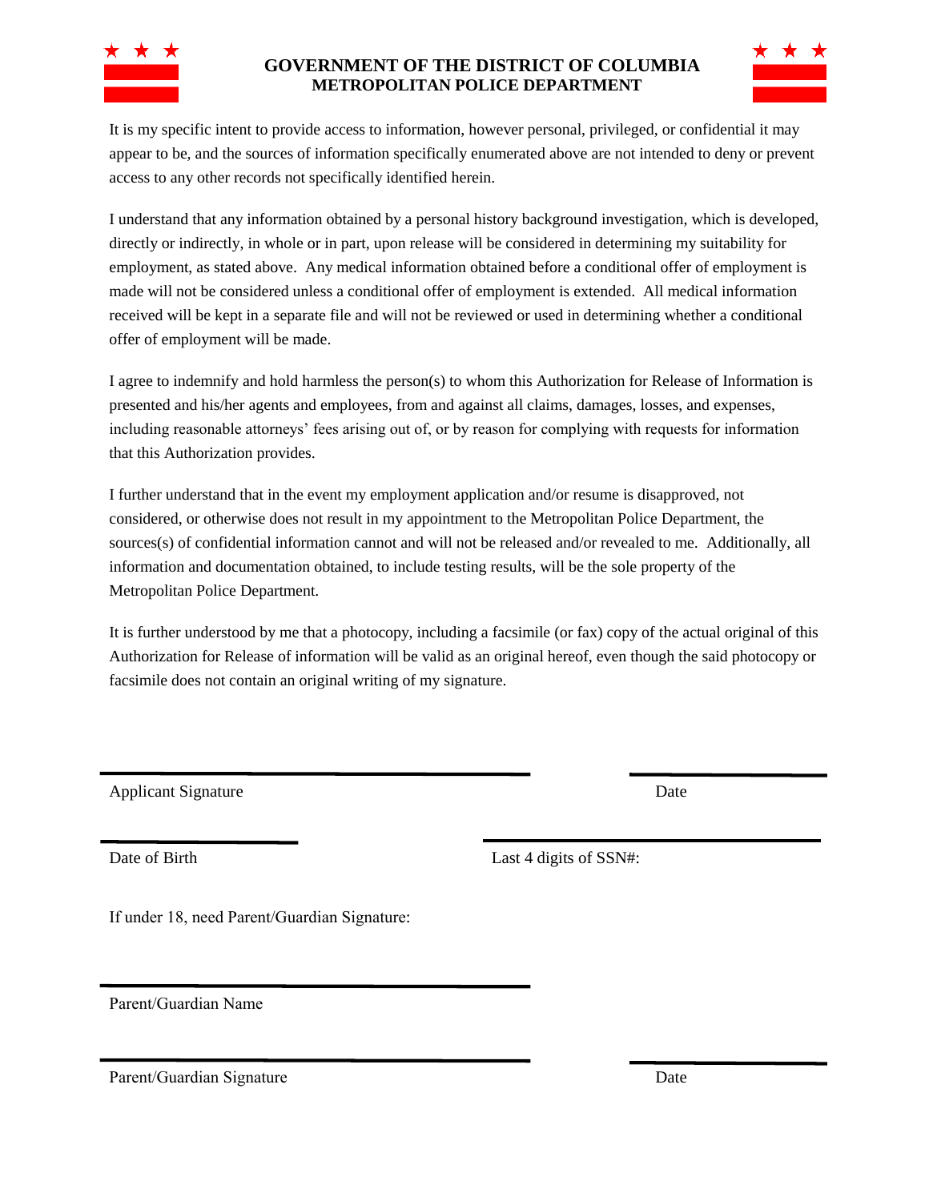# GOVERNMENT OF THE DISTRICT OF COLUMBIA
## METROPOLITAN POLICE DEPARTMENT

It is my specific intent to provide access to information, however personal, privileged, or confidential it may appear to be, and the sources of information specifically enumerated above are not intended to deny or prevent access to any other records not specifically identified herein.

I understand that any information obtained by a personal history background investigation, which is developed, directly or indirectly, in whole or in part, upon release will be considered in determining my suitability for employment, as stated above. Any medical information obtained before a conditional offer of employment is made will not be considered unless a conditional offer of employment is extended. All medical information received will be kept in a separate file and will not be reviewed or used in determining whether a conditional offer of employment will be made.

I agree to indemnify and hold harmless the person(s) to whom this Authorization for Release of Information is presented and his/her agents and employees, from and against all claims, damages, losses, and expenses, including reasonable attorneys' fees arising out of, or by reason for complying with requests for information that this Authorization provides.

I further understand that in the event my employment application and/or resume is disapproved, not considered, or otherwise does not result in my appointment to the Metropolitan Police Department, the sources(s) of confidential information cannot and will not be released and/or revealed to me. Additionally, all information and documentation obtained, to include testing results, will be the sole property of the Metropolitan Police Department.

It is further understood by me that a photocopy, including a facsimile (or fax) copy of the actual original of this Authorization for Release of information will be valid as an original hereof, even though the said photocopy or facsimile does not contain an original writing of my signature.

______________________________ ______________

Applicant Signature Date

______________ ______________________

Date of Birth Last 4 digits of SSN#:

If under 18, need Parent/Guardian Signature:

______________________________

Parent/Guardian Name

______________________________ ______________

Parent/Guardian Signature Date